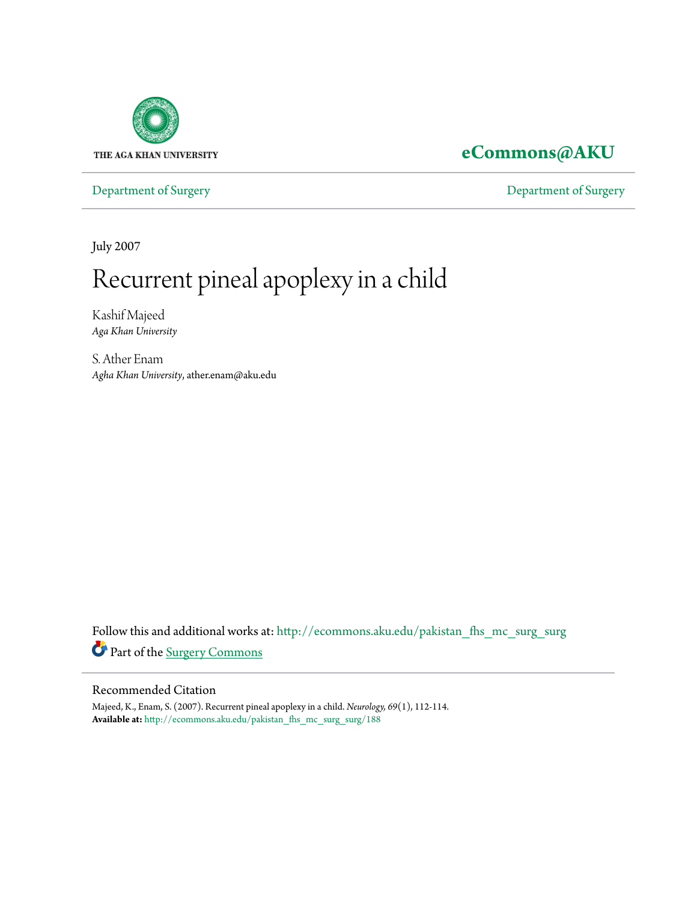THE AGA KHAN UNIVERSITY

**eCommons@AKU**

Department of Surgery | Department of Surgery

July 2007

# Recurrent pineal apoplexy in a child

Kashif Majeed
*Aga Khan University*

S. Ather Enam
*Agha Khan University*, ather.enam@aku.edu

Follow this and additional works at: http://ecommons.aku.edu/pakistan_fhs_mc_surg_surg

Part of the Surgery Commons

## Recommended Citation

Majeed, K., Enam, S. (2007). Recurrent pineal apoplexy in a child. *Neurology, 69*(1), 112-114.
**Available at:** http://ecommons.aku.edu/pakistan_fhs_mc_surg_surg/188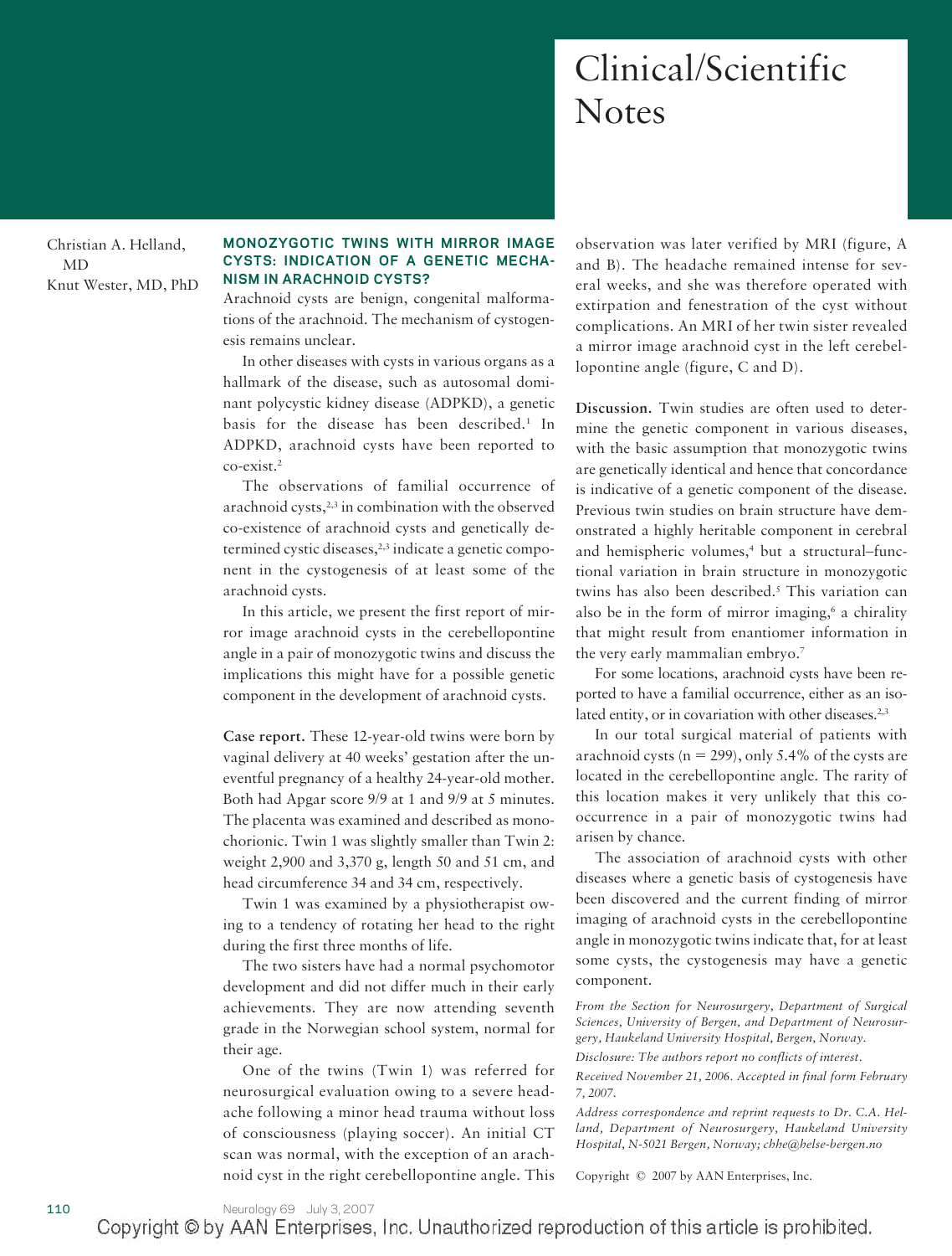# Clinical/Scientific Notes

Christian A. Helland, MD
Knut Wester, MD, PhD

## MONOZYGOTIC TWINS WITH MIRROR IMAGE CYSTS: INDICATION OF A GENETIC MECHANISM IN ARACHNOID CYSTS?

Arachnoid cysts are benign, congenital malformations of the arachnoid. The mechanism of cystogenesis remains unclear.

In other diseases with cysts in various organs as a hallmark of the disease, such as autosomal dominant polycystic kidney disease (ADPKD), a genetic basis for the disease has been described.[1] In ADPKD, arachnoid cysts have been reported to co-exist.[2]

The observations of familial occurrence of arachnoid cysts,[2,3] in combination with the observed co-existence of arachnoid cysts and genetically determined cystic diseases,[2,3] indicate a genetic component in the cystogenesis of at least some of the arachnoid cysts.

In this article, we present the first report of mirror image arachnoid cysts in the cerebellopontine angle in a pair of monozygotic twins and discuss the implications this might have for a possible genetic component in the development of arachnoid cysts.

**Case report.** These 12-year-old twins were born by vaginal delivery at 40 weeks' gestation after the uneventful pregnancy of a healthy 24-year-old mother. Both had Apgar score 9/9 at 1 and 9/9 at 5 minutes. The placenta was examined and described as monochorionic. Twin 1 was slightly smaller than Twin 2: weight 2,900 and 3,370 g, length 50 and 51 cm, and head circumference 34 and 34 cm, respectively.

Twin 1 was examined by a physiotherapist owing to a tendency of rotating her head to the right during the first three months of life.

The two sisters have had a normal psychomotor development and did not differ much in their early achievements. They are now attending seventh grade in the Norwegian school system, normal for their age.

One of the twins (Twin 1) was referred for neurosurgical evaluation owing to a severe headache following a minor head trauma without loss of consciousness (playing soccer). An initial CT scan was normal, with the exception of an arachnoid cyst in the right cerebellopontine angle. This observation was later verified by MRI (figure, A and B). The headache remained intense for several weeks, and she was therefore operated with extirpation and fenestration of the cyst without complications. An MRI of her twin sister revealed a mirror image arachnoid cyst in the left cerebellopontine angle (figure, C and D).

**Discussion.** Twin studies are often used to determine the genetic component in various diseases, with the basic assumption that monozygotic twins are genetically identical and hence that concordance is indicative of a genetic component of the disease. Previous twin studies on brain structure have demonstrated a highly heritable component in cerebral and hemispheric volumes,[4] but a structural–functional variation in brain structure in monozygotic twins has also been described.[5] This variation can also be in the form of mirror imaging,[6] a chirality that might result from enantiomer information in the very early mammalian embryo.[7]

For some locations, arachnoid cysts have been reported to have a familial occurrence, either as an isolated entity, or in covariation with other diseases.[2,3]

In our total surgical material of patients with arachnoid cysts (n = 299), only 5.4% of the cysts are located in the cerebellopontine angle. The rarity of this location makes it very unlikely that this co-occurrence in a pair of monozygotic twins had arisen by chance.

The association of arachnoid cysts with other diseases where a genetic basis of cystogenesis have been discovered and the current finding of mirror imaging of arachnoid cysts in the cerebellopontine angle in monozygotic twins indicate that, for at least some cysts, the cystogenesis may have a genetic component.

*From the Section for Neurosurgery, Department of Surgical Sciences, University of Bergen, and Department of Neurosurgery, Haukeland University Hospital, Bergen, Norway.*

*Disclosure: The authors report no conflicts of interest.*

*Received November 21, 2006. Accepted in final form February 7, 2007.*

*Address correspondence and reprint requests to Dr. C.A. Helland, Department of Neurosurgery, Haukeland University Hospital, N-5021 Bergen, Norway; chhe@helse-bergen.no*

Copyright © 2007 by AAN Enterprises, Inc.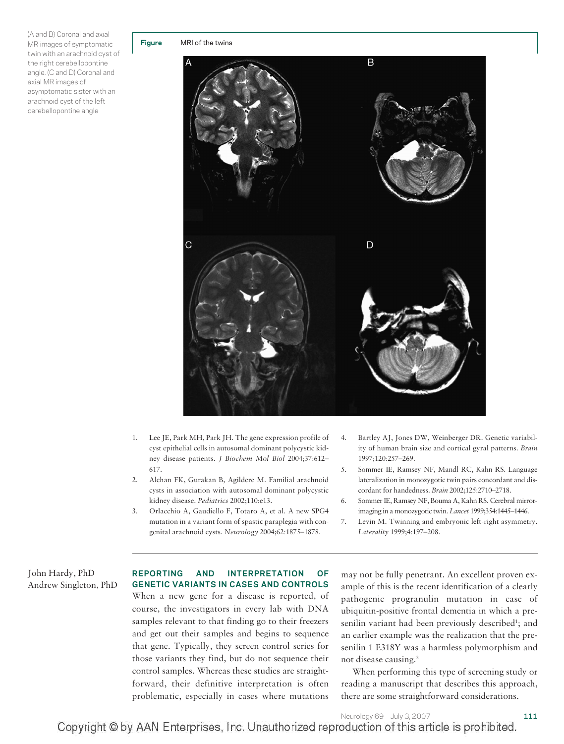**Figure** MRI of the twins

(A and B) Coronal and axial MR images of symptomatic twin with an arachnoid cyst of the right cerebellopontine angle. (C and D) Coronal and axial MR images of asymptomatic sister with an arachnoid cyst of the left cerebellopontine angle

1. Lee JE, Park MH, Park JH. The gene expression profile of cyst epithelial cells in autosomal dominant polycystic kidney disease patients. *J Biochem Mol Biol* 2004;37:612–617.
2. Alehan FK, Gurakan B, Agildere M. Familial arachnoid cysts in association with autosomal dominant polycystic kidney disease. *Pediatrics* 2002;110:e13.
3. Orlacchio A, Gaudiello F, Totaro A, et al. A new SPG4 mutation in a variant form of spastic paraplegia with congenital arachnoid cysts. *Neurology* 2004;62:1875–1878.
4. Bartley AJ, Jones DW, Weinberger DR. Genetic variability of human brain size and cortical gyral patterns. *Brain* 1997;120:257–269.
5. Sommer IE, Ramsey NF, Mandl RC, Kahn RS. Language lateralization in monozygotic twin pairs concordant and discordant for handedness. *Brain* 2002;125:2710–2718.
6. Sommer IE, Ramsey NF, Bouma A, Kahn RS. Cerebral mirror-imaging in a monozygotic twin. *Lancet* 1999;354:1445–1446.
7. Levin M. Twinning and embryonic left-right asymmetry. *Laterality* 1999;4:197–208.

---

John Hardy, PhD
Andrew Singleton, PhD

## REPORTING AND INTERPRETATION OF GENETIC VARIANTS IN CASES AND CONTROLS

When a new gene for a disease is reported, of course, the investigators in every lab with DNA samples relevant to that finding go to their freezers and get out their samples and begins to sequence that gene. Typically, they screen control series for those variants they find, but do not sequence their control samples. Whereas these studies are straightforward, their definitive interpretation is often problematic, especially in cases where mutations may not be fully penetrant. An excellent proven example of this is the recent identification of a clearly pathogenic progranulin mutation in case of ubiquitin-positive frontal dementia in which a presenilin variant had been previously described[1]; and an earlier example was the realization that the presenilin 1 E318Y was a harmless polymorphism and not disease causing.[2]

When performing this type of screening study or reading a manuscript that describes this approach, there are some straightforward considerations.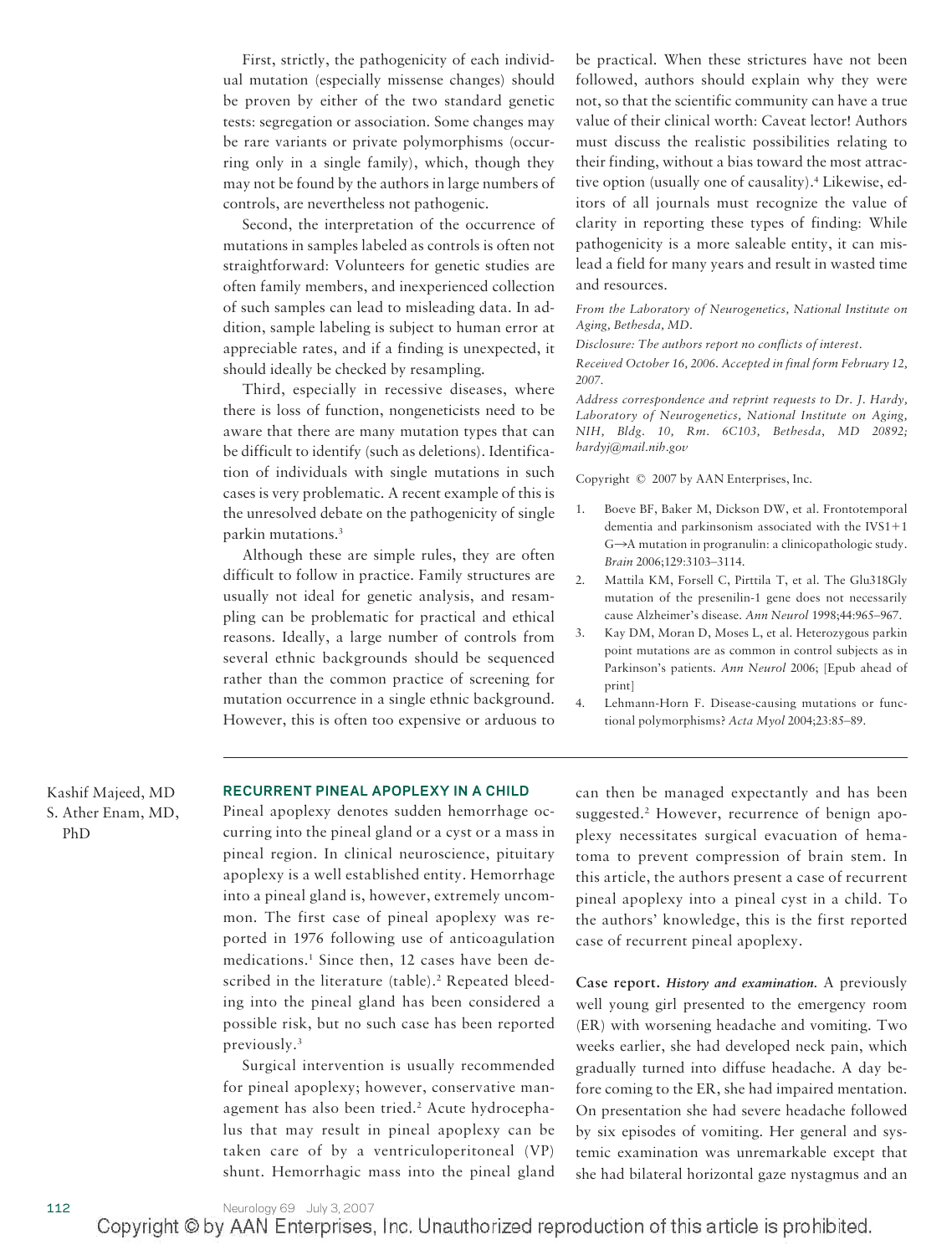First, strictly, the pathogenicity of each individual mutation (especially missense changes) should be proven by either of the two standard genetic tests: segregation or association. Some changes may be rare variants or private polymorphisms (occurring only in a single family), which, though they may not be found by the authors in large numbers of controls, are nevertheless not pathogenic.

Second, the interpretation of the occurrence of mutations in samples labeled as controls is often not straightforward: Volunteers for genetic studies are often family members, and inexperienced collection of such samples can lead to misleading data. In addition, sample labeling is subject to human error at appreciable rates, and if a finding is unexpected, it should ideally be checked by resampling.

Third, especially in recessive diseases, where there is loss of function, nongeneticists need to be aware that there are many mutation types that can be difficult to identify (such as deletions). Identification of individuals with single mutations in such cases is very problematic. A recent example of this is the unresolved debate on the pathogenicity of single parkin mutations.[3]

Although these are simple rules, they are often difficult to follow in practice. Family structures are usually not ideal for genetic analysis, and resampling can be problematic for practical and ethical reasons. Ideally, a large number of controls from several ethnic backgrounds should be sequenced rather than the common practice of screening for mutation occurrence in a single ethnic background. However, this is often too expensive or arduous to be practical. When these strictures have not been followed, authors should explain why they were not, so that the scientific community can have a true value of their clinical worth: Caveat lector! Authors must discuss the realistic possibilities relating to their finding, without a bias toward the most attractive option (usually one of causality).[4] Likewise, editors of all journals must recognize the value of clarity in reporting these types of finding: While pathogenicity is a more saleable entity, it can mislead a field for many years and result in wasted time and resources.

*From the Laboratory of Neurogenetics, National Institute on Aging, Bethesda, MD.*

*Disclosure: The authors report no conflicts of interest.*

*Received October 16, 2006. Accepted in final form February 12, 2007.*

*Address correspondence and reprint requests to Dr. J. Hardy, Laboratory of Neurogenetics, National Institute on Aging, NIH, Bldg. 10, Rm. 6C103, Bethesda, MD 20892; hardyj@mail.nih.gov*

Copyright © 2007 by AAN Enterprises, Inc.

1. Boeve BF, Baker M, Dickson DW, et al. Frontotemporal dementia and parkinsonism associated with the IVS1+1 G→A mutation in progranulin: a clinicopathologic study. *Brain* 2006;129:3103–3114.
2. Mattila KM, Forsell C, Pirttila T, et al. The Glu318Gly mutation of the presenilin-1 gene does not necessarily cause Alzheimer's disease. *Ann Neurol* 1998;44:965–967.
3. Kay DM, Moran D, Moses L, et al. Heterozygous parkin point mutations are as common in control subjects as in Parkinson's patients. *Ann Neurol* 2006; [Epub ahead of print]
4. Lehmann-Horn F. Disease-causing mutations or functional polymorphisms? *Acta Myol* 2004;23:85–89.

---

Kashif Majeed, MD
S. Ather Enam, MD, PhD

## RECURRENT PINEAL APOPLEXY IN A CHILD

Pineal apoplexy denotes sudden hemorrhage occurring into the pineal gland or a cyst or a mass in pineal region. In clinical neuroscience, pituitary apoplexy is a well established entity. Hemorrhage into a pineal gland is, however, extremely uncommon. The first case of pineal apoplexy was reported in 1976 following use of anticoagulation medications.[1] Since then, 12 cases have been described in the literature (table).[2] Repeated bleeding into the pineal gland has been considered a possible risk, but no such case has been reported previously.[3]

Surgical intervention is usually recommended for pineal apoplexy; however, conservative management has also been tried.[2] Acute hydrocephalus that may result in pineal apoplexy can be taken care of by a ventriculoperitoneal (VP) shunt. Hemorrhagic mass into the pineal gland can then be managed expectantly and has been suggested.[2] However, recurrence of benign apoplexy necessitates surgical evacuation of hematoma to prevent compression of brain stem. In this article, the authors present a case of recurrent pineal apoplexy into a pineal cyst in a child. To the authors' knowledge, this is the first reported case of recurrent pineal apoplexy.

**Case report.** ***History and examination.*** A previously well young girl presented to the emergency room (ER) with worsening headache and vomiting. Two weeks earlier, she had developed neck pain, which gradually turned into diffuse headache. A day before coming to the ER, she had impaired mentation. On presentation she had severe headache followed by six episodes of vomiting. Her general and systemic examination was unremarkable except that she had bilateral horizontal gaze nystagmus and an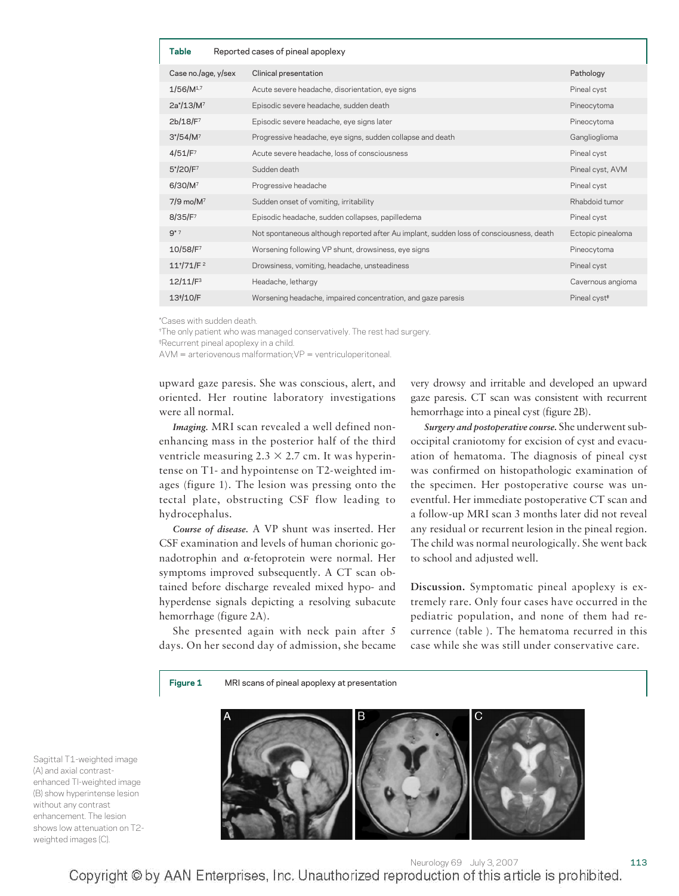**Table** Reported cases of pineal apoplexy

| Case no./age, y/sex | Clinical presentation | Pathology |
|---|---|---|
| 1/56/M[1,7] | Acute severe headache, disorientation, eye signs | Pineal cyst |
| 2a*/13/M[7] | Episodic severe headache, sudden death | Pineocytoma |
| 2b/18/F[7] | Episodic severe headache, eye signs later | Pineocytoma |
| 3*/54/M[7] | Progressive headache, eye signs, sudden collapse and death | Ganglioglioma |
| 4/51/F[7] | Acute severe headache, loss of consciousness | Pineal cyst |
| 5*/20/F[7] | Sudden death | Pineal cyst, AVM |
| 6/30/M[7] | Progressive headache | Pineal cyst |
| 7/9 mo/M[7] | Sudden onset of vomiting, irritability | Rhabdoid tumor |
| 8/35/F[7] | Episodic headache, sudden collapses, papilledema | Pineal cyst |
| 9* [7] | Not spontaneous although reported after Au implant, sudden loss of consciousness, death | Ectopic pinealoma |
| 10/58/F[7] | Worsening following VP shunt, drowsiness, eye signs | Pineocytoma |
| 11†/71/F [2] | Drowsiness, vomiting, headache, unsteadiness | Pineal cyst |
| 12/11/F[3] | Headache, lethargy | Cavernous angioma |
| 13‡/10/F | Worsening headache, impaired concentration, and gaze paresis | Pineal cyst‡ |

*Cases with sudden death.
†The only patient who was managed conservatively. The rest had surgery.
‡Recurrent pineal apoplexy in a child.
AVM = arteriovenous malformation; VP = ventriculoperitoneal.

upward gaze paresis. She was conscious, alert, and oriented. Her routine laboratory investigations were all normal.

*Imaging.* MRI scan revealed a well defined nonenhancing mass in the posterior half of the third ventricle measuring 2.3 × 2.7 cm. It was hyperintense on T1- and hypointense on T2-weighted images (figure 1). The lesion was pressing onto the tectal plate, obstructing CSF flow leading to hydrocephalus.

*Course of disease.* A VP shunt was inserted. Her CSF examination and levels of human chorionic gonadotrophin and α-fetoprotein were normal. Her symptoms improved subsequently. A CT scan obtained before discharge revealed mixed hypo- and hyperdense signals depicting a resolving subacute hemorrhage (figure 2A).

She presented again with neck pain after 5 days. On her second day of admission, she became very drowsy and irritable and developed an upward gaze paresis. CT scan was consistent with recurrent hemorrhage into a pineal cyst (figure 2B).

*Surgery and postoperative course.* She underwent suboccipital craniotomy for excision of cyst and evacuation of hematoma. The diagnosis of pineal cyst was confirmed on histopathologic examination of the specimen. Her postoperative course was uneventful. Her immediate postoperative CT scan and a follow-up MRI scan 3 months later did not reveal any residual or recurrent lesion in the pineal region. The child was normal neurologically. She went back to school and adjusted well.

**Discussion.** Symptomatic pineal apoplexy is extremely rare. Only four cases have occurred in the pediatric population, and none of them had recurrence (table ). The hematoma recurred in this case while she was still under conservative care.

**Figure 1** MRI scans of pineal apoplexy at presentation

Sagittal T1-weighted image (A) and axial contrast-enhanced TI-weighted image (B) show hyperintense lesion without any contrast enhancement. The lesion shows low attenuation on T2-weighted images (C).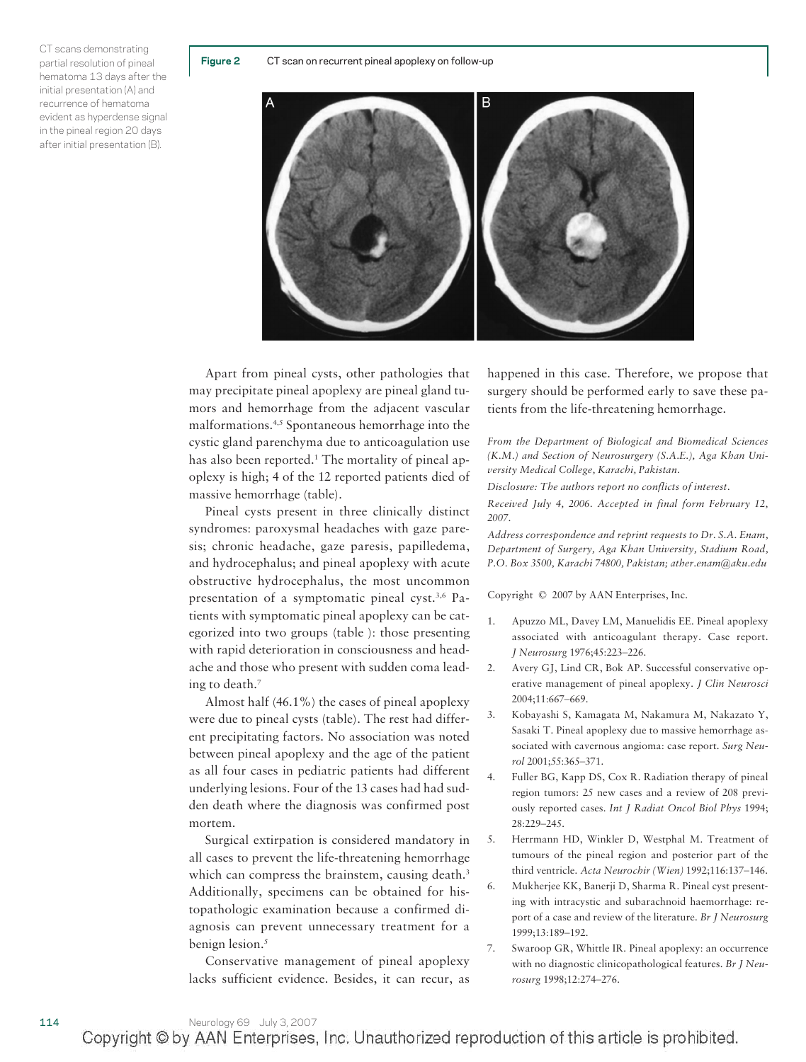**Figure 2** CT scan on recurrent pineal apoplexy on follow-up

CT scans demonstrating partial resolution of pineal hematoma 13 days after the initial presentation (A) and recurrence of hematoma evident as hyperdense signal in the pineal region 20 days after initial presentation (B).

A

B

Apart from pineal cysts, other pathologies that may precipitate pineal apoplexy are pineal gland tumors and hemorrhage from the adjacent vascular malformations.[4,5] Spontaneous hemorrhage into the cystic gland parenchyma due to anticoagulation use has also been reported.[1] The mortality of pineal apoplexy is high; 4 of the 12 reported patients died of massive hemorrhage (table).

Pineal cysts present in three clinically distinct syndromes: paroxysmal headaches with gaze paresis; chronic headache, gaze paresis, papilledema, and hydrocephalus; and pineal apoplexy with acute obstructive hydrocephalus, the most uncommon presentation of a symptomatic pineal cyst.[3,6] Patients with symptomatic pineal apoplexy can be categorized into two groups (table ): those presenting with rapid deterioration in consciousness and headache and those who present with sudden coma leading to death.[7]

Almost half (46.1%) the cases of pineal apoplexy were due to pineal cysts (table). The rest had different precipitating factors. No association was noted between pineal apoplexy and the age of the patient as all four cases in pediatric patients had different underlying lesions. Four of the 13 cases had had sudden death where the diagnosis was confirmed post mortem.

Surgical extirpation is considered mandatory in all cases to prevent the life-threatening hemorrhage which can compress the brainstem, causing death.[3] Additionally, specimens can be obtained for histopathologic examination because a confirmed diagnosis can prevent unnecessary treatment for a benign lesion.[5]

Conservative management of pineal apoplexy lacks sufficient evidence. Besides, it can recur, as happened in this case. Therefore, we propose that surgery should be performed early to save these patients from the life-threatening hemorrhage.

*From the Department of Biological and Biomedical Sciences (K.M.) and Section of Neurosurgery (S.A.E.), Aga Khan University Medical College, Karachi, Pakistan.*

*Disclosure: The authors report no conflicts of interest.*

*Received July 4, 2006. Accepted in final form February 12, 2007.*

*Address correspondence and reprint requests to Dr. S.A. Enam, Department of Surgery, Aga Khan University, Stadium Road, P.O. Box 3500, Karachi 74800, Pakistan; ather.enam@aku.edu*

Copyright © 2007 by AAN Enterprises, Inc.

1. Apuzzo ML, Davey LM, Manuelidis EE. Pineal apoplexy associated with anticoagulant therapy. Case report. *J Neurosurg* 1976;45:223–226.
2. Avery GJ, Lind CR, Bok AP. Successful conservative operative management of pineal apoplexy. *J Clin Neurosci* 2004;11:667–669.
3. Kobayashi S, Kamagata M, Nakamura M, Nakazato Y, Sasaki T. Pineal apoplexy due to massive hemorrhage associated with cavernous angioma: case report. *Surg Neurol* 2001;55:365–371.
4. Fuller BG, Kapp DS, Cox R. Radiation therapy of pineal region tumors: 25 new cases and a review of 208 previously reported cases. *Int J Radiat Oncol Biol Phys* 1994;28:229–245.
5. Herrmann HD, Winkler D, Westphal M. Treatment of tumours of the pineal region and posterior part of the third ventricle. *Acta Neurochir (Wien)* 1992;116:137–146.
6. Mukherjee KK, Banerji D, Sharma R. Pineal cyst presenting with intracystic and subarachnoid haemorrhage: report of a case and review of the literature. *Br J Neurosurg* 1999;13:189–192.
7. Swaroop GR, Whittle IR. Pineal apoplexy: an occurrence with no diagnostic clinicopathological features. *Br J Neurosurg* 1998;12:274–276.

Copyright © by AAN Enterprises, Inc. Unauthorized reproduction of this article is prohibited.